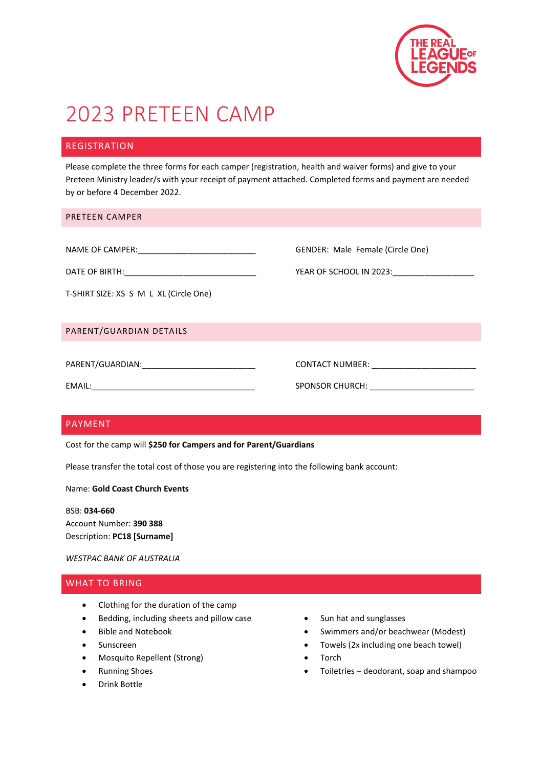THE REAL LEAGUE OF LEGENDS

# 2023 PRETEEN CAMP

## REGISTRATION

Please complete the three forms for each camper (registration, health and waiver forms) and give to your Preteen Ministry leader/s with your receipt of payment attached. Completed forms and payment are needed by or before 4 December 2022.

### PRETEEN CAMPER

NAME OF CAMPER:__________________________

GENDER: Male Female (Circle One)

DATE OF BIRTH:______________________________

YEAR OF SCHOOL IN 2023:__________________

T-SHIRT SIZE: XS S M L XL (Circle One)

### PARENT/GUARDIAN DETAILS

PARENT/GUARDIAN:_________________________

CONTACT NUMBER: _______________________

EMAIL:_____________________________________

SPONSOR CHURCH: _______________________

## PAYMENT

Cost for the camp will **$250 for Campers and for Parent/Guardians**

Please transfer the total cost of those you are registering into the following bank account:

Name: **Gold Coast Church Events**

BSB: **034-660**
Account Number: **390 388**
Description: **PC18 [Surname]**

*WESTPAC BANK OF AUSTRALIA*

## WHAT TO BRING

- Clothing for the duration of the camp
- Bedding, including sheets and pillow case
- Bible and Notebook
- Sunscreen
- Mosquito Repellent (Strong)
- Running Shoes
- Drink Bottle
- Sun hat and sunglasses
- Swimmers and/or beachwear (Modest)
- Towels (2x including one beach towel)
- Torch
- Toiletries – deodorant, soap and shampoo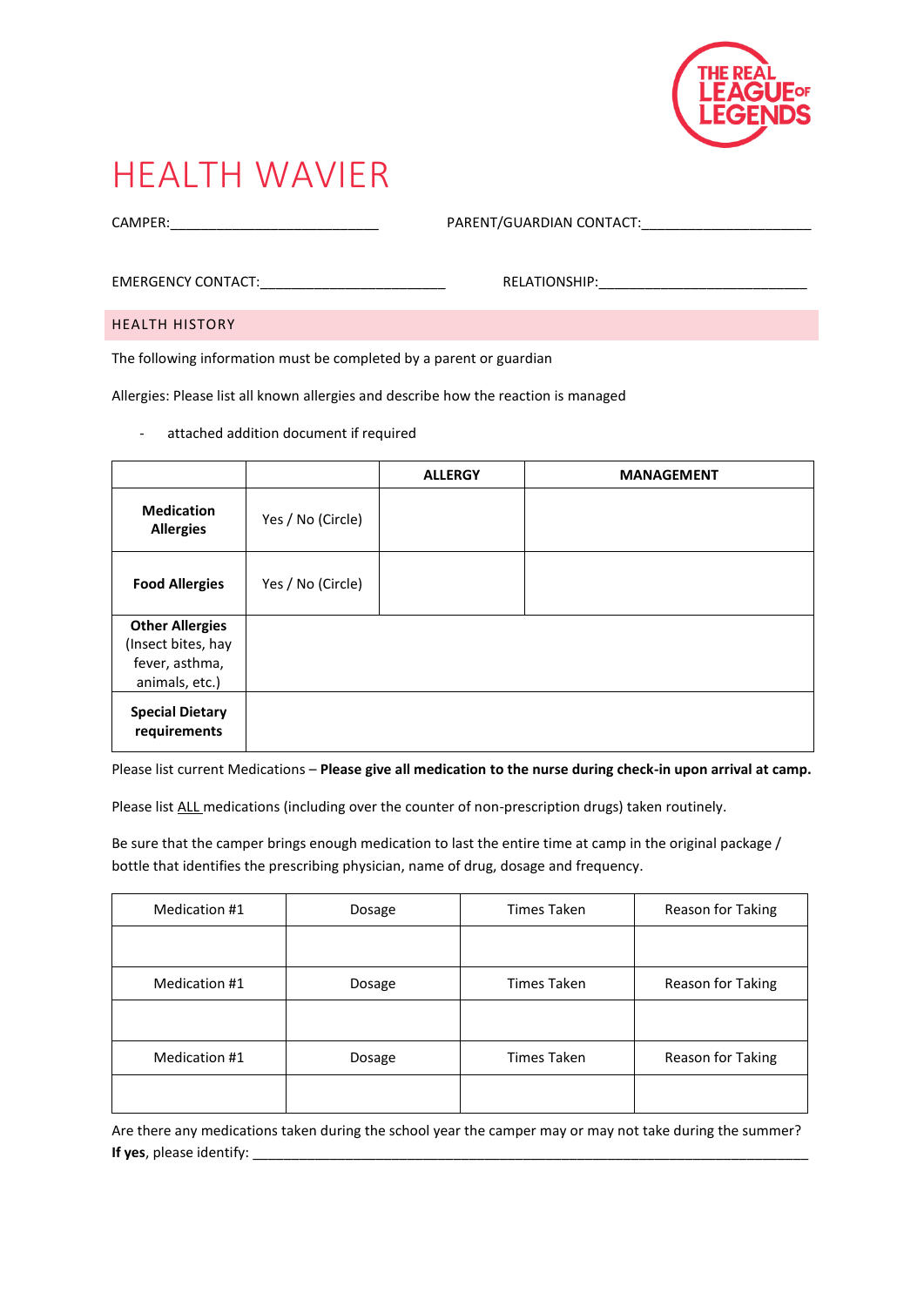# HEALTH WAVIER

CAMPER:___________________________ PARENT/GUARDIAN CONTACT:_____________________

EMERGENCY CONTACT:________________________ RELATIONSHIP:___________________________

## HEALTH HISTORY

The following information must be completed by a parent or guardian

Allergies: Please list all known allergies and describe how the reaction is managed

- attached addition document if required

| | | ALLERGY | MANAGEMENT |
|---|---|---|---|
| **Medication Allergies** | Yes / No (Circle) | | |
| **Food Allergies** | Yes / No (Circle) | | |
| **Other Allergies** (Insect bites, hay fever, asthma, animals, etc.) | | | |
| **Special Dietary requirements** | | | |

Please list current Medications – **Please give all medication to the nurse during check-in upon arrival at camp.**

Please list ALL medications (including over the counter of non-prescription drugs) taken routinely.

Be sure that the camper brings enough medication to last the entire time at camp in the original package / bottle that identifies the prescribing physician, name of drug, dosage and frequency.

| Medication #1 | Dosage | Times Taken | Reason for Taking |
|---|---|---|---|
| | | | |
| Medication #1 | Dosage | Times Taken | Reason for Taking |
| | | | |
| Medication #1 | Dosage | Times Taken | Reason for Taking |
| | | | |

Are there any medications taken during the school year the camper may or may not take during the summer? **If yes**, please identify: ___________________________________________________________________________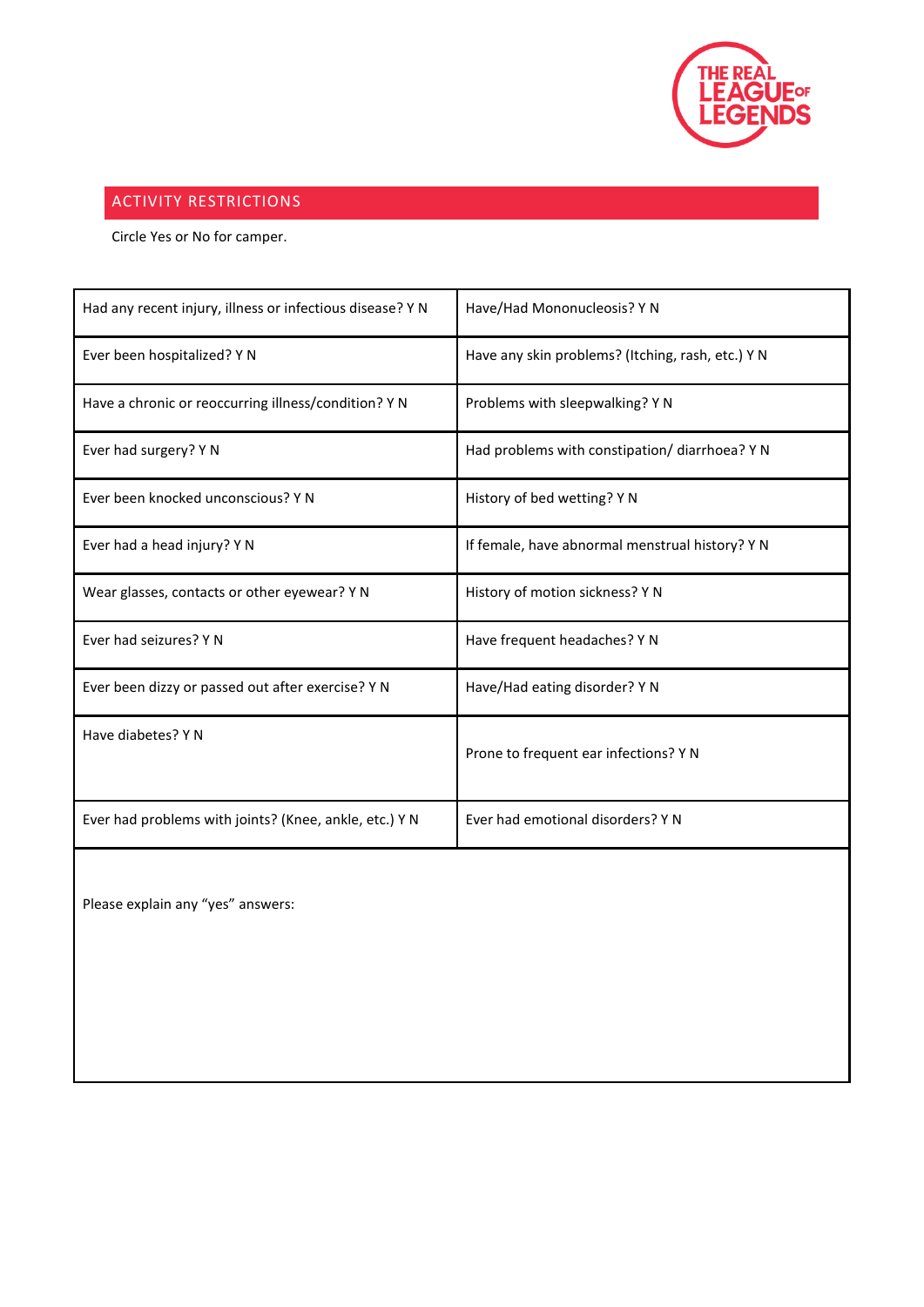## ACTIVITY RESTRICTIONS

Circle Yes or No for camper.

| | |
|---|---|
| Had any recent injury, illness or infectious disease? Y N | Have/Had Mononucleosis? Y N |
| Ever been hospitalized? Y N | Have any skin problems? (Itching, rash, etc.) Y N |
| Have a chronic or reoccurring illness/condition? Y N | Problems with sleepwalking? Y N |
| Ever had surgery? Y N | Had problems with constipation/ diarrhoea? Y N |
| Ever been knocked unconscious? Y N | History of bed wetting? Y N |
| Ever had a head injury? Y N | If female, have abnormal menstrual history? Y N |
| Wear glasses, contacts or other eyewear? Y N | History of motion sickness? Y N |
| Ever had seizures? Y N | Have frequent headaches? Y N |
| Ever been dizzy or passed out after exercise? Y N | Have/Had eating disorder? Y N |
| Have diabetes? Y N | Prone to frequent ear infections? Y N |
| Ever had problems with joints? (Knee, ankle, etc.) Y N | Ever had emotional disorders? Y N |

Please explain any "yes" answers: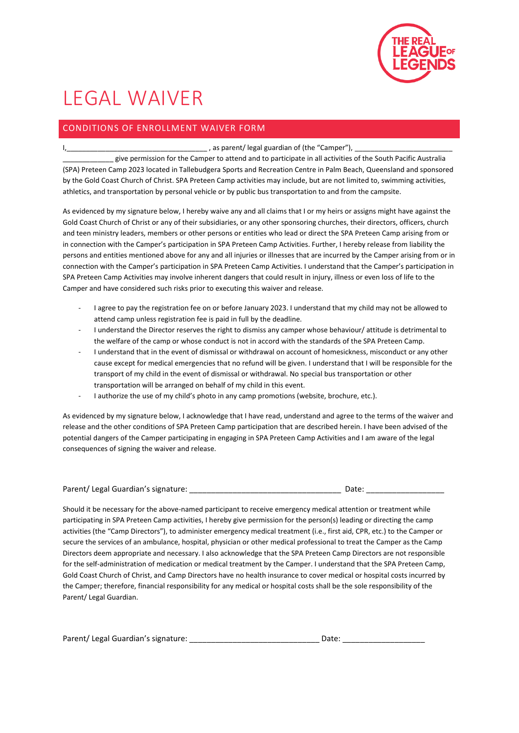# LEGAL WAIVER

## CONDITIONS OF ENROLLMENT WAIVER FORM

I,____________________________________ , as parent/ legal guardian of (the "Camper"), _________________________ _____________ give permission for the Camper to attend and to participate in all activities of the South Pacific Australia (SPA) Preteen Camp 2023 located in Tallebudgera Sports and Recreation Centre in Palm Beach, Queensland and sponsored by the Gold Coast Church of Christ. SPA Preteen Camp activities may include, but are not limited to, swimming activities, athletics, and transportation by personal vehicle or by public bus transportation to and from the campsite.

As evidenced by my signature below, I hereby waive any and all claims that I or my heirs or assigns might have against the Gold Coast Church of Christ or any of their subsidiaries, or any other sponsoring churches, their directors, officers, church and teen ministry leaders, members or other persons or entities who lead or direct the SPA Preteen Camp arising from or in connection with the Camper's participation in SPA Preteen Camp Activities. Further, I hereby release from liability the persons and entities mentioned above for any and all injuries or illnesses that are incurred by the Camper arising from or in connection with the Camper's participation in SPA Preteen Camp Activities. I understand that the Camper's participation in SPA Preteen Camp Activities may involve inherent dangers that could result in injury, illness or even loss of life to the Camper and have considered such risks prior to executing this waiver and release.

- I agree to pay the registration fee on or before January 2023. I understand that my child may not be allowed to attend camp unless registration fee is paid in full by the deadline.
- I understand the Director reserves the right to dismiss any camper whose behaviour/ attitude is detrimental to the welfare of the camp or whose conduct is not in accord with the standards of the SPA Preteen Camp.
- I understand that in the event of dismissal or withdrawal on account of homesickness, misconduct or any other cause except for medical emergencies that no refund will be given. I understand that I will be responsible for the transport of my child in the event of dismissal or withdrawal. No special bus transportation or other transportation will be arranged on behalf of my child in this event.
- I authorize the use of my child's photo in any camp promotions (website, brochure, etc.).

As evidenced by my signature below, I acknowledge that I have read, understand and agree to the terms of the waiver and release and the other conditions of SPA Preteen Camp participation that are described herein. I have been advised of the potential dangers of the Camper participating in engaging in SPA Preteen Camp Activities and I am aware of the legal consequences of signing the waiver and release.

Parent/ Legal Guardian's signature: ___________________________________ Date: __________________

Should it be necessary for the above-named participant to receive emergency medical attention or treatment while participating in SPA Preteen Camp activities, I hereby give permission for the person(s) leading or directing the camp activities (the "Camp Directors"), to administer emergency medical treatment (i.e., first aid, CPR, etc.) to the Camper or secure the services of an ambulance, hospital, physician or other medical professional to treat the Camper as the Camp Directors deem appropriate and necessary. I also acknowledge that the SPA Preteen Camp Directors are not responsible for the self-administration of medication or medical treatment by the Camper. I understand that the SPA Preteen Camp, Gold Coast Church of Christ, and Camp Directors have no health insurance to cover medical or hospital costs incurred by the Camper; therefore, financial responsibility for any medical or hospital costs shall be the sole responsibility of the Parent/ Legal Guardian.

Parent/ Legal Guardian's signature: ______________________________ Date: ___________________